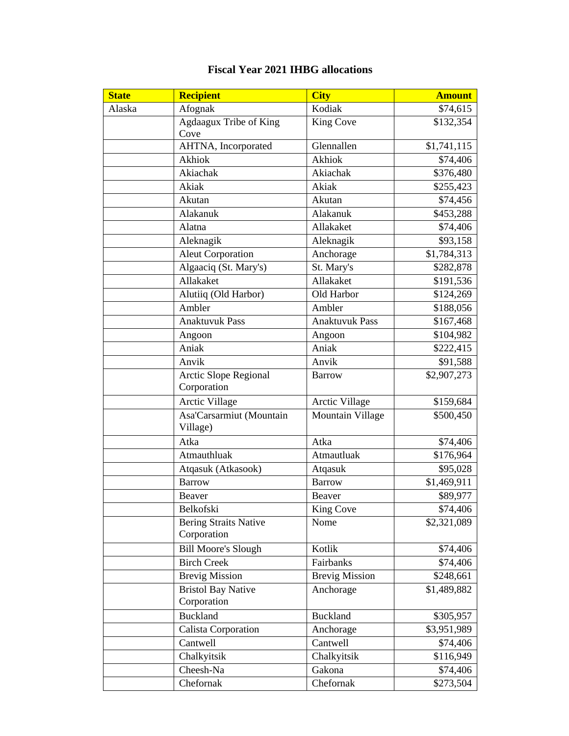# Fiscal Year 2021 IHBG allocations

| State | Recipient | City | Amount |
|---|---|---|---:|
| Alaska | Afognak | Kodiak | $74,615 |
| | Agdaagux Tribe of King Cove | King Cove | $132,354 |
| | AHTNA, Incorporated | Glennallen | $1,741,115 |
| | Akhiok | Akhiok | $74,406 |
| | Akiachak | Akiachak | $376,480 |
| | Akiak | Akiak | $255,423 |
| | Akutan | Akutan | $74,456 |
| | Alakanuk | Alakanuk | $453,288 |
| | Alatna | Allakaket | $74,406 |
| | Aleknagik | Aleknagik | $93,158 |
| | Aleut Corporation | Anchorage | $1,784,313 |
| | Algaaciq (St. Mary's) | St. Mary's | $282,878 |
| | Allakaket | Allakaket | $191,536 |
| | Alutiiq (Old Harbor) | Old Harbor | $124,269 |
| | Ambler | Ambler | $188,056 |
| | Anaktuvuk Pass | Anaktuvuk Pass | $167,468 |
| | Angoon | Angoon | $104,982 |
| | Aniak | Aniak | $222,415 |
| | Anvik | Anvik | $91,588 |
| | Arctic Slope Regional Corporation | Barrow | $2,907,273 |
| | Arctic Village | Arctic Village | $159,684 |
| | Asa'Carsarmiut (Mountain Village) | Mountain Village | $500,450 |
| | Atka | Atka | $74,406 |
| | Atmauthluak | Atmautluak | $176,964 |
| | Atqasuk (Atkasook) | Atqasuk | $95,028 |
| | Barrow | Barrow | $1,469,911 |
| | Beaver | Beaver | $89,977 |
| | Belkofski | King Cove | $74,406 |
| | Bering Straits Native Corporation | Nome | $2,321,089 |
| | Bill Moore's Slough | Kotlik | $74,406 |
| | Birch Creek | Fairbanks | $74,406 |
| | Brevig Mission | Brevig Mission | $248,661 |
| | Bristol Bay Native Corporation | Anchorage | $1,489,882 |
| | Buckland | Buckland | $305,957 |
| | Calista Corporation | Anchorage | $3,951,989 |
| | Cantwell | Cantwell | $74,406 |
| | Chalkyitsik | Chalkyitsik | $116,949 |
| | Cheesh-Na | Gakona | $74,406 |
| | Chefornak | Chefornak | $273,504 |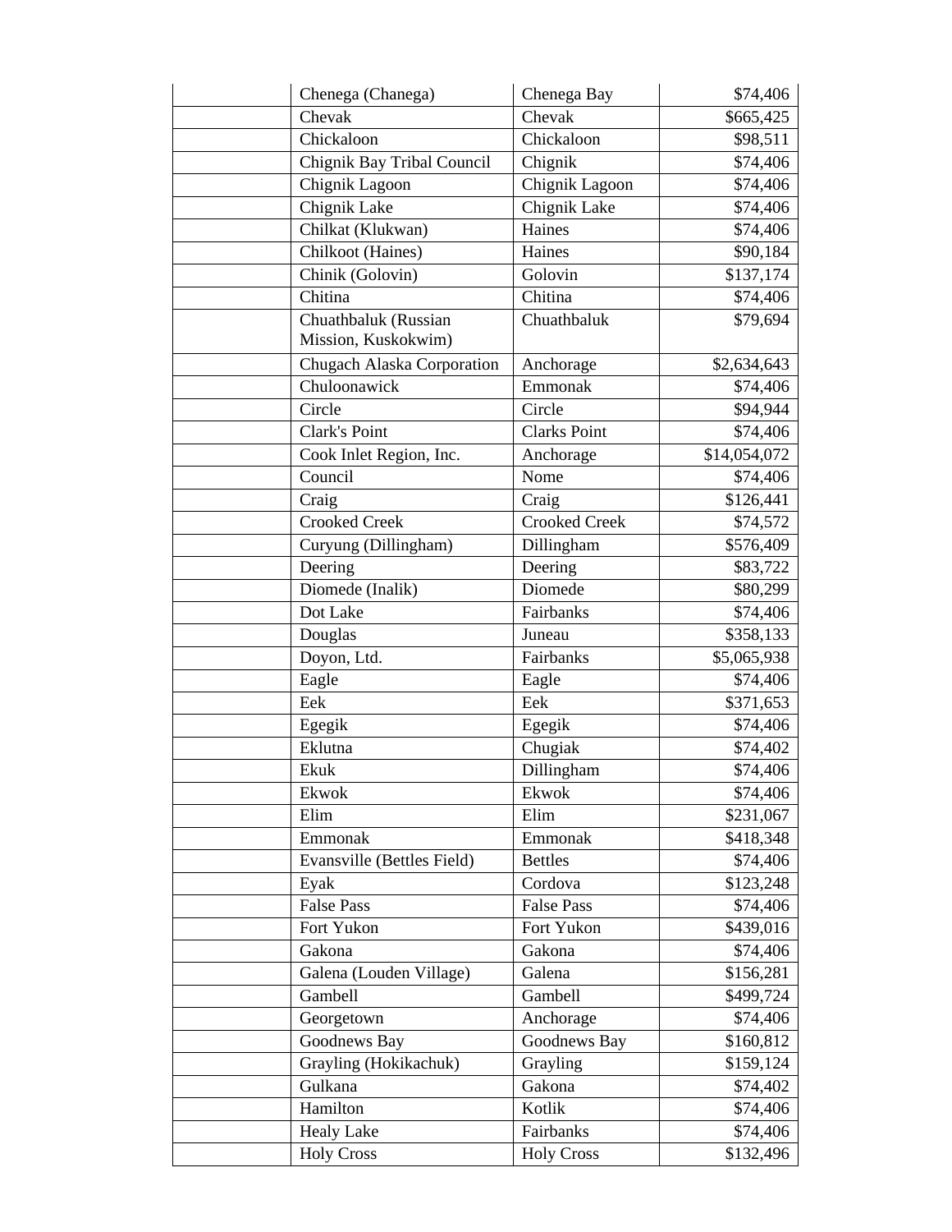| | | | |
|---|---|---|---|
| | Chenega (Chanega) | Chenega Bay | $74,406 |
| | Chevak | Chevak | $665,425 |
| | Chickaloon | Chickaloon | $98,511 |
| | Chignik Bay Tribal Council | Chignik | $74,406 |
| | Chignik Lagoon | Chignik Lagoon | $74,406 |
| | Chignik Lake | Chignik Lake | $74,406 |
| | Chilkat (Klukwan) | Haines | $74,406 |
| | Chilkoot (Haines) | Haines | $90,184 |
| | Chinik (Golovin) | Golovin | $137,174 |
| | Chitina | Chitina | $74,406 |
| | Chuathbaluk (Russian Mission, Kuskokwim) | Chuathbaluk | $79,694 |
| | Chugach Alaska Corporation | Anchorage | $2,634,643 |
| | Chuloonawick | Emmonak | $74,406 |
| | Circle | Circle | $94,944 |
| | Clark's Point | Clarks Point | $74,406 |
| | Cook Inlet Region, Inc. | Anchorage | $14,054,072 |
| | Council | Nome | $74,406 |
| | Craig | Craig | $126,441 |
| | Crooked Creek | Crooked Creek | $74,572 |
| | Curyung (Dillingham) | Dillingham | $576,409 |
| | Deering | Deering | $83,722 |
| | Diomede (Inalik) | Diomede | $80,299 |
| | Dot Lake | Fairbanks | $74,406 |
| | Douglas | Juneau | $358,133 |
| | Doyon, Ltd. | Fairbanks | $5,065,938 |
| | Eagle | Eagle | $74,406 |
| | Eek | Eek | $371,653 |
| | Egegik | Egegik | $74,406 |
| | Eklutna | Chugiak | $74,402 |
| | Ekuk | Dillingham | $74,406 |
| | Ekwok | Ekwok | $74,406 |
| | Elim | Elim | $231,067 |
| | Emmonak | Emmonak | $418,348 |
| | Evansville (Bettles Field) | Bettles | $74,406 |
| | Eyak | Cordova | $123,248 |
| | False Pass | False Pass | $74,406 |
| | Fort Yukon | Fort Yukon | $439,016 |
| | Gakona | Gakona | $74,406 |
| | Galena (Louden Village) | Galena | $156,281 |
| | Gambell | Gambell | $499,724 |
| | Georgetown | Anchorage | $74,406 |
| | Goodnews Bay | Goodnews Bay | $160,812 |
| | Grayling (Hokikachuk) | Grayling | $159,124 |
| | Gulkana | Gakona | $74,402 |
| | Hamilton | Kotlik | $74,406 |
| | Healy Lake | Fairbanks | $74,406 |
| | Holy Cross | Holy Cross | $132,496 |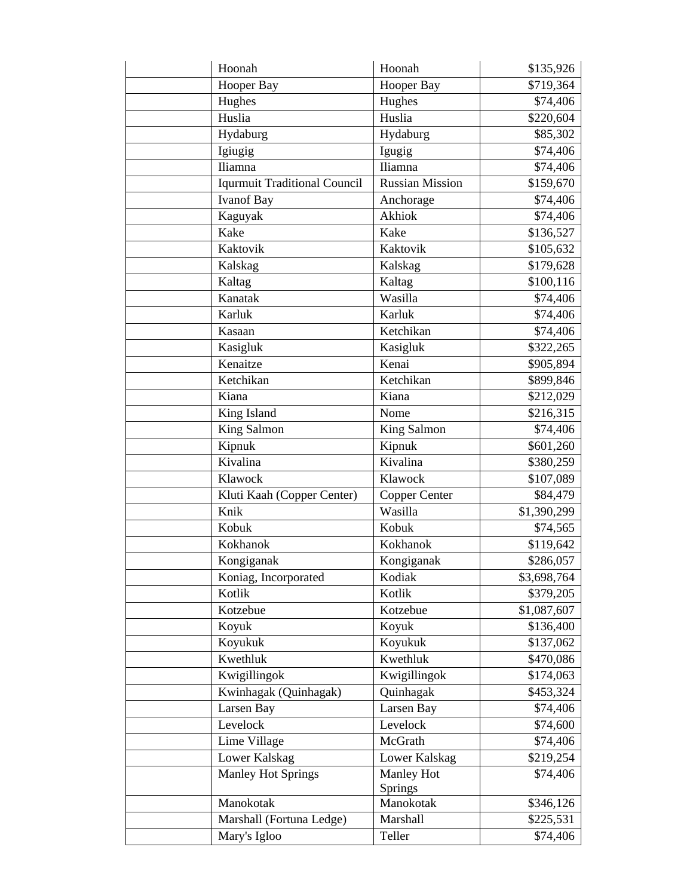| | | | |
|---|---|---|---|
| | Hoonah | Hoonah | $135,926 |
| | Hooper Bay | Hooper Bay | $719,364 |
| | Hughes | Hughes | $74,406 |
| | Huslia | Huslia | $220,604 |
| | Hydaburg | Hydaburg | $85,302 |
| | Igiugig | Igugig | $74,406 |
| | Iliamna | Iliamna | $74,406 |
| | Iqurmuit Traditional Council | Russian Mission | $159,670 |
| | Ivanof Bay | Anchorage | $74,406 |
| | Kaguyak | Akhiok | $74,406 |
| | Kake | Kake | $136,527 |
| | Kaktovik | Kaktovik | $105,632 |
| | Kalskag | Kalskag | $179,628 |
| | Kaltag | Kaltag | $100,116 |
| | Kanatak | Wasilla | $74,406 |
| | Karluk | Karluk | $74,406 |
| | Kasaan | Ketchikan | $74,406 |
| | Kasigluk | Kasigluk | $322,265 |
| | Kenaitze | Kenai | $905,894 |
| | Ketchikan | Ketchikan | $899,846 |
| | Kiana | Kiana | $212,029 |
| | King Island | Nome | $216,315 |
| | King Salmon | King Salmon | $74,406 |
| | Kipnuk | Kipnuk | $601,260 |
| | Kivalina | Kivalina | $380,259 |
| | Klawock | Klawock | $107,089 |
| | Kluti Kaah (Copper Center) | Copper Center | $84,479 |
| | Knik | Wasilla | $1,390,299 |
| | Kobuk | Kobuk | $74,565 |
| | Kokhanok | Kokhanok | $119,642 |
| | Kongiganak | Kongiganak | $286,057 |
| | Koniag, Incorporated | Kodiak | $3,698,764 |
| | Kotlik | Kotlik | $379,205 |
| | Kotzebue | Kotzebue | $1,087,607 |
| | Koyuk | Koyuk | $136,400 |
| | Koyukuk | Koyukuk | $137,062 |
| | Kwethluk | Kwethluk | $470,086 |
| | Kwigillingok | Kwigillingok | $174,063 |
| | Kwinhagak (Quinhagak) | Quinhagak | $453,324 |
| | Larsen Bay | Larsen Bay | $74,406 |
| | Levelock | Levelock | $74,600 |
| | Lime Village | McGrath | $74,406 |
| | Lower Kalskag | Lower Kalskag | $219,254 |
| | Manley Hot Springs | Manley Hot Springs | $74,406 |
| | Manokotak | Manokotak | $346,126 |
| | Marshall (Fortuna Ledge) | Marshall | $225,531 |
| | Mary's Igloo | Teller | $74,406 |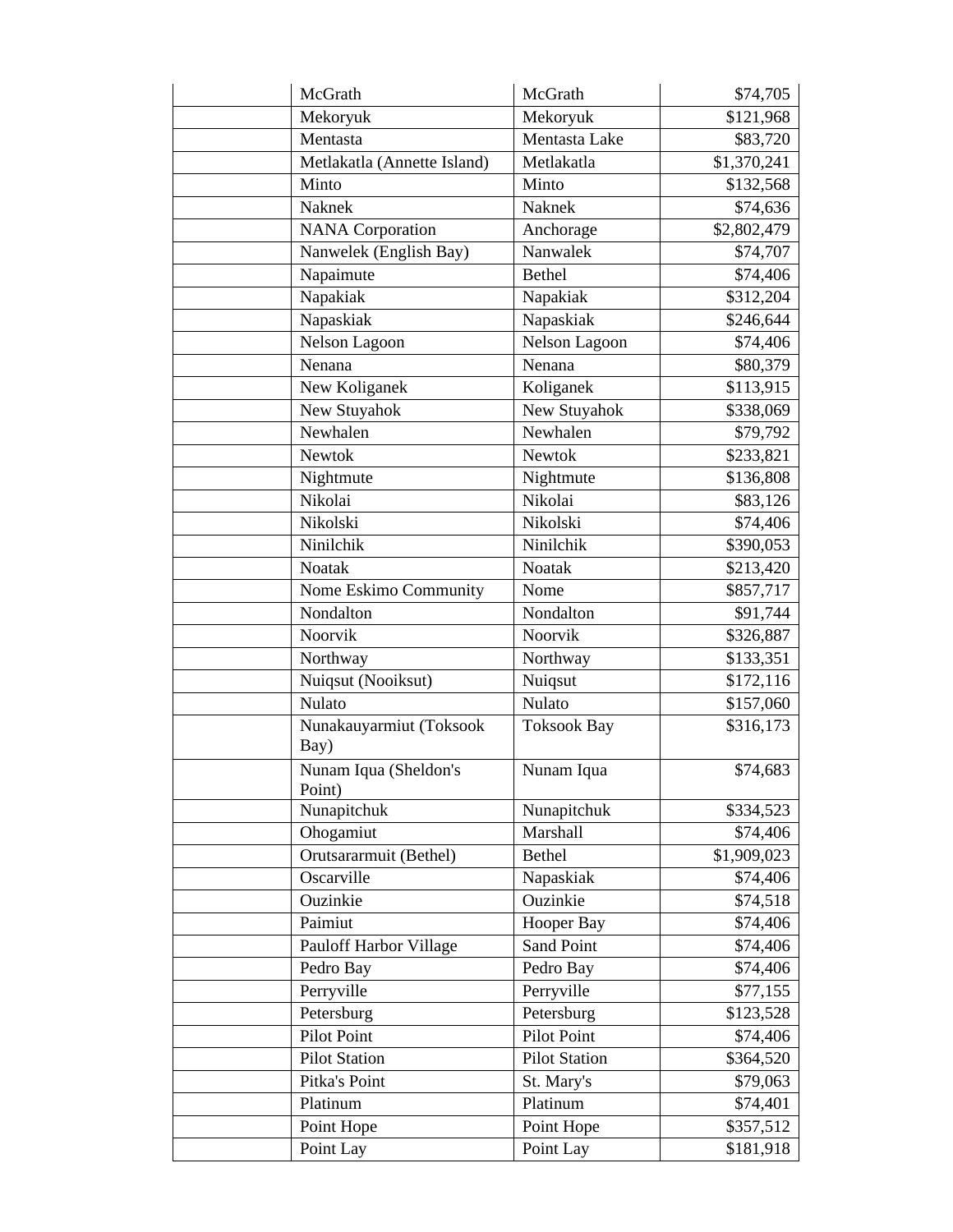| | | | |
|---|---|---|---|
| | McGrath | McGrath | $74,705 |
| | Mekoryuk | Mekoryuk | $121,968 |
| | Mentasta | Mentasta Lake | $83,720 |
| | Metlakatla (Annette Island) | Metlakatla | $1,370,241 |
| | Minto | Minto | $132,568 |
| | Naknek | Naknek | $74,636 |
| | NANA Corporation | Anchorage | $2,802,479 |
| | Nanwelek (English Bay) | Nanwalek | $74,707 |
| | Napaimute | Bethel | $74,406 |
| | Napakiak | Napakiak | $312,204 |
| | Napaskiak | Napaskiak | $246,644 |
| | Nelson Lagoon | Nelson Lagoon | $74,406 |
| | Nenana | Nenana | $80,379 |
| | New Koliganek | Koliganek | $113,915 |
| | New Stuyahok | New Stuyahok | $338,069 |
| | Newhalen | Newhalen | $79,792 |
| | Newtok | Newtok | $233,821 |
| | Nightmute | Nightmute | $136,808 |
| | Nikolai | Nikolai | $83,126 |
| | Nikolski | Nikolski | $74,406 |
| | Ninilchik | Ninilchik | $390,053 |
| | Noatak | Noatak | $213,420 |
| | Nome Eskimo Community | Nome | $857,717 |
| | Nondalton | Nondalton | $91,744 |
| | Noorvik | Noorvik | $326,887 |
| | Northway | Northway | $133,351 |
| | Nuiqsut (Nooiksut) | Nuiqsut | $172,116 |
| | Nulato | Nulato | $157,060 |
| | Nunakauyarmiut (Toksook Bay) | Toksook Bay | $316,173 |
| | Nunam Iqua (Sheldon's Point) | Nunam Iqua | $74,683 |
| | Nunapitchuk | Nunapitchuk | $334,523 |
| | Ohogamiut | Marshall | $74,406 |
| | Orutsararmuit (Bethel) | Bethel | $1,909,023 |
| | Oscarville | Napaskiak | $74,406 |
| | Ouzinkie | Ouzinkie | $74,518 |
| | Paimiut | Hooper Bay | $74,406 |
| | Pauloff Harbor Village | Sand Point | $74,406 |
| | Pedro Bay | Pedro Bay | $74,406 |
| | Perryville | Perryville | $77,155 |
| | Petersburg | Petersburg | $123,528 |
| | Pilot Point | Pilot Point | $74,406 |
| | Pilot Station | Pilot Station | $364,520 |
| | Pitka's Point | St. Mary's | $79,063 |
| | Platinum | Platinum | $74,401 |
| | Point Hope | Point Hope | $357,512 |
| | Point Lay | Point Lay | $181,918 |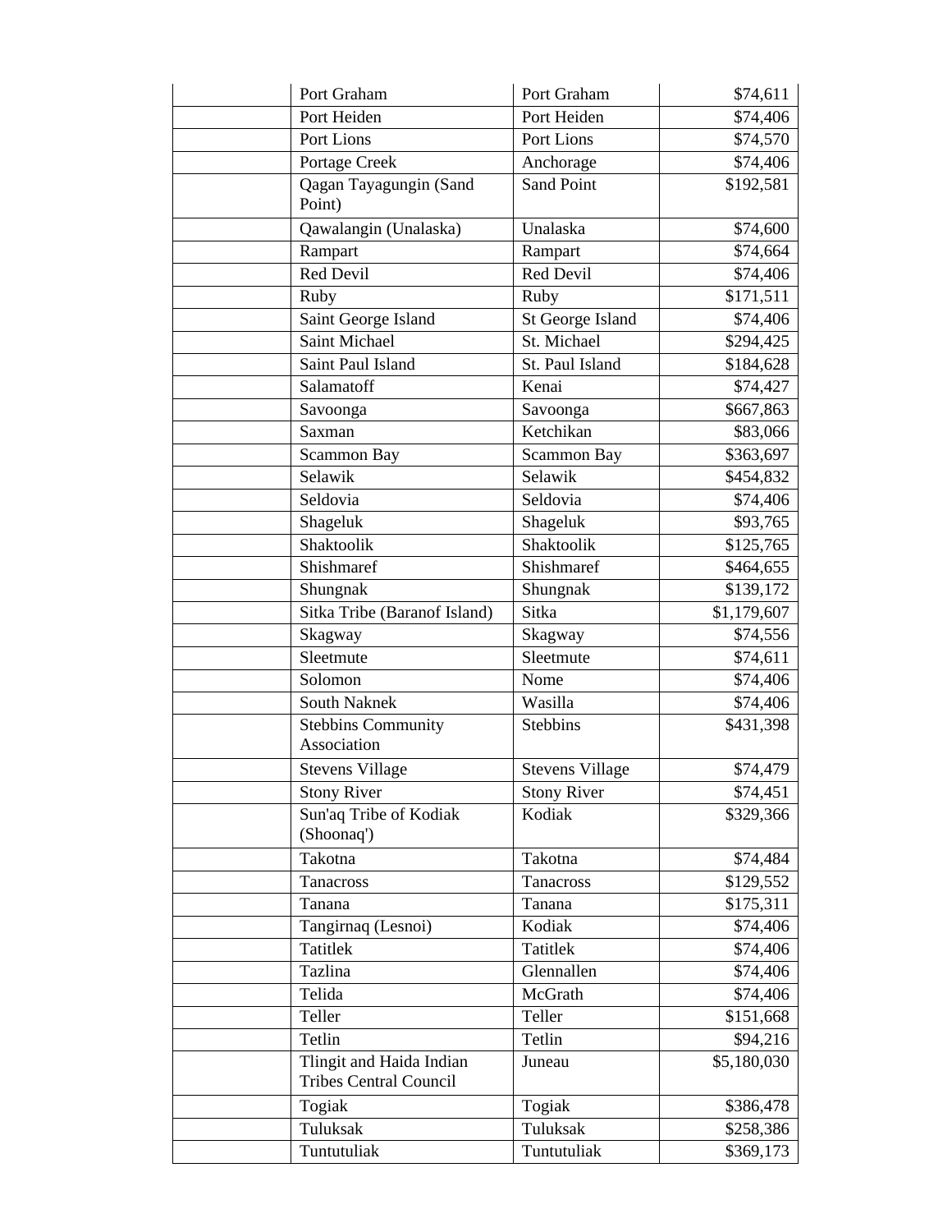| | | | |
|---|---|---|---|
| | Port Graham | Port Graham | $74,611 |
| | Port Heiden | Port Heiden | $74,406 |
| | Port Lions | Port Lions | $74,570 |
| | Portage Creek | Anchorage | $74,406 |
| | Qagan Tayagungin (Sand Point) | Sand Point | $192,581 |
| | Qawalangin (Unalaska) | Unalaska | $74,600 |
| | Rampart | Rampart | $74,664 |
| | Red Devil | Red Devil | $74,406 |
| | Ruby | Ruby | $171,511 |
| | Saint George Island | St George Island | $74,406 |
| | Saint Michael | St. Michael | $294,425 |
| | Saint Paul Island | St. Paul Island | $184,628 |
| | Salamatoff | Kenai | $74,427 |
| | Savoonga | Savoonga | $667,863 |
| | Saxman | Ketchikan | $83,066 |
| | Scammon Bay | Scammon Bay | $363,697 |
| | Selawik | Selawik | $454,832 |
| | Seldovia | Seldovia | $74,406 |
| | Shageluk | Shageluk | $93,765 |
| | Shaktoolik | Shaktoolik | $125,765 |
| | Shishmaref | Shishmaref | $464,655 |
| | Shungnak | Shungnak | $139,172 |
| | Sitka Tribe (Baranof Island) | Sitka | $1,179,607 |
| | Skagway | Skagway | $74,556 |
| | Sleetmute | Sleetmute | $74,611 |
| | Solomon | Nome | $74,406 |
| | South Naknek | Wasilla | $74,406 |
| | Stebbins Community Association | Stebbins | $431,398 |
| | Stevens Village | Stevens Village | $74,479 |
| | Stony River | Stony River | $74,451 |
| | Sun'aq Tribe of Kodiak (Shoonaq') | Kodiak | $329,366 |
| | Takotna | Takotna | $74,484 |
| | Tanacross | Tanacross | $129,552 |
| | Tanana | Tanana | $175,311 |
| | Tangirnaq (Lesnoi) | Kodiak | $74,406 |
| | Tatitlek | Tatitlek | $74,406 |
| | Tazlina | Glennallen | $74,406 |
| | Telida | McGrath | $74,406 |
| | Teller | Teller | $151,668 |
| | Tetlin | Tetlin | $94,216 |
| | Tlingit and Haida Indian Tribes Central Council | Juneau | $5,180,030 |
| | Togiak | Togiak | $386,478 |
| | Tuluksak | Tuluksak | $258,386 |
| | Tuntutuliak | Tuntutuliak | $369,173 |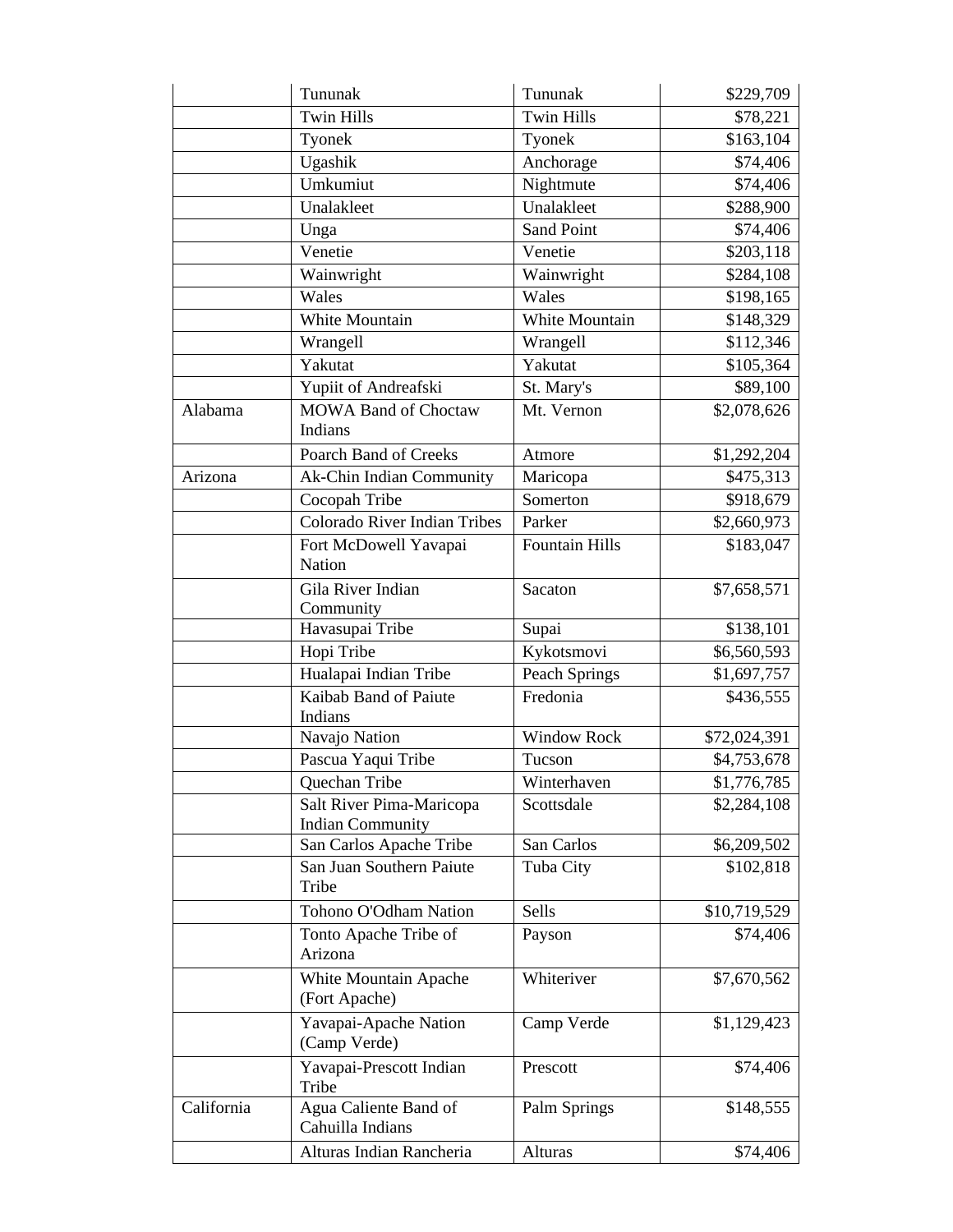| | | | |
|---|---|---|---|
| | Tununak | Tununak | $229,709 |
| | Twin Hills | Twin Hills | $78,221 |
| | Tyonek | Tyonek | $163,104 |
| | Ugashik | Anchorage | $74,406 |
| | Umkumiut | Nightmute | $74,406 |
| | Unalakleet | Unalakleet | $288,900 |
| | Unga | Sand Point | $74,406 |
| | Venetie | Venetie | $203,118 |
| | Wainwright | Wainwright | $284,108 |
| | Wales | Wales | $198,165 |
| | White Mountain | White Mountain | $148,329 |
| | Wrangell | Wrangell | $112,346 |
| | Yakutat | Yakutat | $105,364 |
| | Yupiit of Andreafski | St. Mary's | $89,100 |
| Alabama | MOWA Band of Choctaw Indians | Mt. Vernon | $2,078,626 |
| | Poarch Band of Creeks | Atmore | $1,292,204 |
| Arizona | Ak-Chin Indian Community | Maricopa | $475,313 |
| | Cocopah Tribe | Somerton | $918,679 |
| | Colorado River Indian Tribes | Parker | $2,660,973 |
| | Fort McDowell Yavapai Nation | Fountain Hills | $183,047 |
| | Gila River Indian Community | Sacaton | $7,658,571 |
| | Havasupai Tribe | Supai | $138,101 |
| | Hopi Tribe | Kykotsmovi | $6,560,593 |
| | Hualapai Indian Tribe | Peach Springs | $1,697,757 |
| | Kaibab Band of Paiute Indians | Fredonia | $436,555 |
| | Navajo Nation | Window Rock | $72,024,391 |
| | Pascua Yaqui Tribe | Tucson | $4,753,678 |
| | Quechan Tribe | Winterhaven | $1,776,785 |
| | Salt River Pima-Maricopa Indian Community | Scottsdale | $2,284,108 |
| | San Carlos Apache Tribe | San Carlos | $6,209,502 |
| | San Juan Southern Paiute Tribe | Tuba City | $102,818 |
| | Tohono O'Odham Nation | Sells | $10,719,529 |
| | Tonto Apache Tribe of Arizona | Payson | $74,406 |
| | White Mountain Apache (Fort Apache) | Whiteriver | $7,670,562 |
| | Yavapai-Apache Nation (Camp Verde) | Camp Verde | $1,129,423 |
| | Yavapai-Prescott Indian Tribe | Prescott | $74,406 |
| California | Agua Caliente Band of Cahuilla Indians | Palm Springs | $148,555 |
| | Alturas Indian Rancheria | Alturas | $74,406 |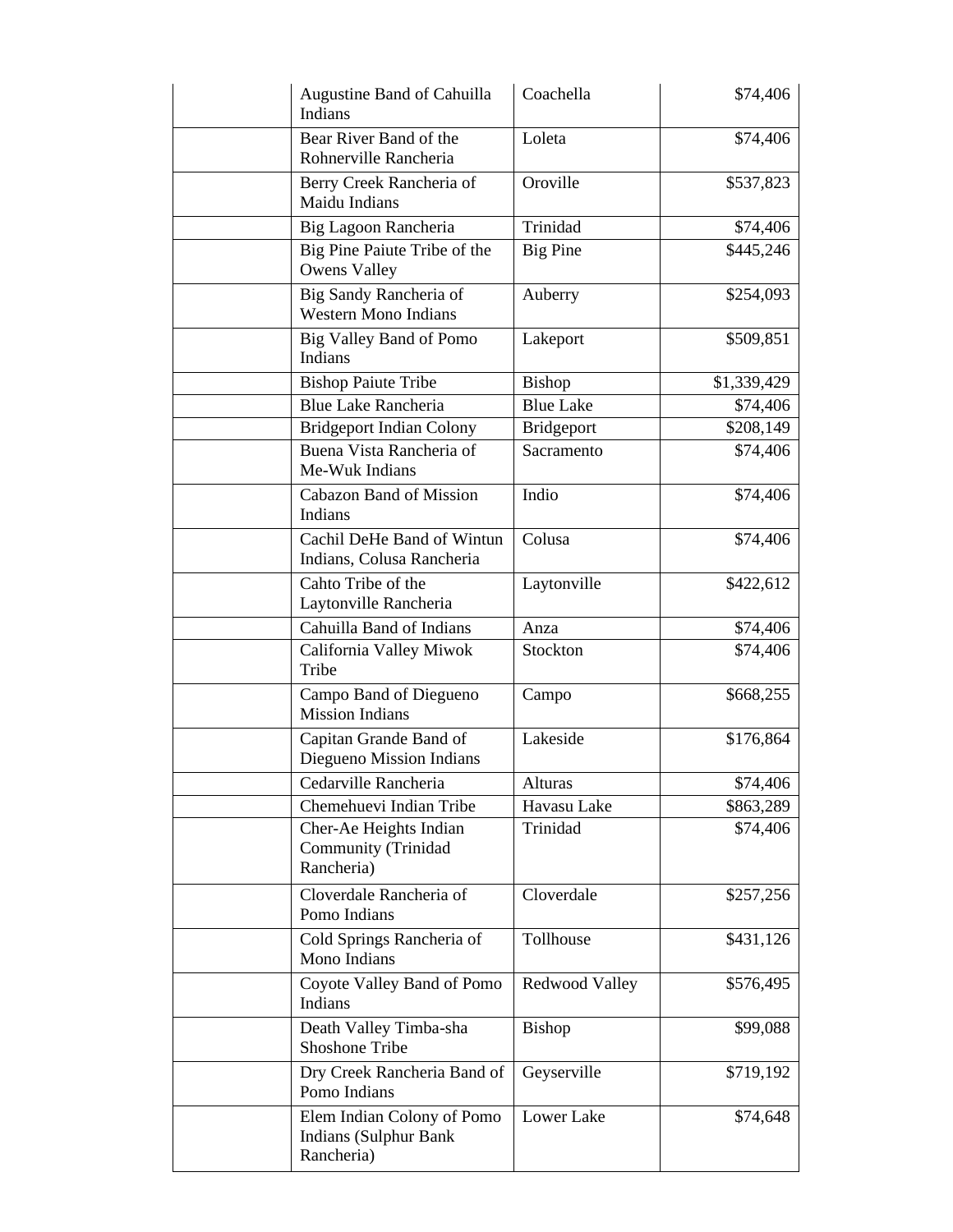| | | | |
|---|---|---|---|
| | Augustine Band of Cahuilla Indians | Coachella | $74,406 |
| | Bear River Band of the Rohnerville Rancheria | Loleta | $74,406 |
| | Berry Creek Rancheria of Maidu Indians | Oroville | $537,823 |
| | Big Lagoon Rancheria | Trinidad | $74,406 |
| | Big Pine Paiute Tribe of the Owens Valley | Big Pine | $445,246 |
| | Big Sandy Rancheria of Western Mono Indians | Auberry | $254,093 |
| | Big Valley Band of Pomo Indians | Lakeport | $509,851 |
| | Bishop Paiute Tribe | Bishop | $1,339,429 |
| | Blue Lake Rancheria | Blue Lake | $74,406 |
| | Bridgeport Indian Colony | Bridgeport | $208,149 |
| | Buena Vista Rancheria of Me-Wuk Indians | Sacramento | $74,406 |
| | Cabazon Band of Mission Indians | Indio | $74,406 |
| | Cachil DeHe Band of Wintun Indians, Colusa Rancheria | Colusa | $74,406 |
| | Cahto Tribe of the Laytonville Rancheria | Laytonville | $422,612 |
| | Cahuilla Band of Indians | Anza | $74,406 |
| | California Valley Miwok Tribe | Stockton | $74,406 |
| | Campo Band of Diegueno Mission Indians | Campo | $668,255 |
| | Capitan Grande Band of Diegueno Mission Indians | Lakeside | $176,864 |
| | Cedarville Rancheria | Alturas | $74,406 |
| | Chemehuevi Indian Tribe | Havasu Lake | $863,289 |
| | Cher-Ae Heights Indian Community (Trinidad Rancheria) | Trinidad | $74,406 |
| | Cloverdale Rancheria of Pomo Indians | Cloverdale | $257,256 |
| | Cold Springs Rancheria of Mono Indians | Tollhouse | $431,126 |
| | Coyote Valley Band of Pomo Indians | Redwood Valley | $576,495 |
| | Death Valley Timba-sha Shoshone Tribe | Bishop | $99,088 |
| | Dry Creek Rancheria Band of Pomo Indians | Geyserville | $719,192 |
| | Elem Indian Colony of Pomo Indians (Sulphur Bank Rancheria) | Lower Lake | $74,648 |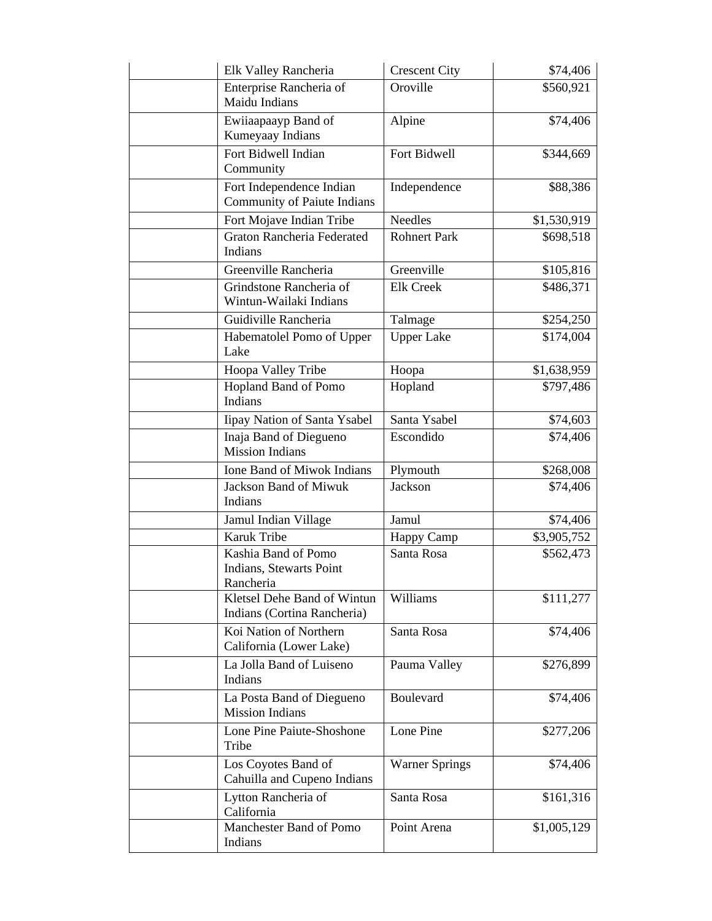|  |  |  |  |
|---|---|---|---|
|  | Elk Valley Rancheria | Crescent City | $74,406 |
|  | Enterprise Rancheria of Maidu Indians | Oroville | $560,921 |
|  | Ewiiaapaayp Band of Kumeyaay Indians | Alpine | $74,406 |
|  | Fort Bidwell Indian Community | Fort Bidwell | $344,669 |
|  | Fort Independence Indian Community of Paiute Indians | Independence | $88,386 |
|  | Fort Mojave Indian Tribe | Needles | $1,530,919 |
|  | Graton Rancheria Federated Indians | Rohnert Park | $698,518 |
|  | Greenville Rancheria | Greenville | $105,816 |
|  | Grindstone Rancheria of Wintun-Wailaki Indians | Elk Creek | $486,371 |
|  | Guidiville Rancheria | Talmage | $254,250 |
|  | Habematolel Pomo of Upper Lake | Upper Lake | $174,004 |
|  | Hoopa Valley Tribe | Hoopa | $1,638,959 |
|  | Hopland Band of Pomo Indians | Hopland | $797,486 |
|  | Iipay Nation of Santa Ysabel | Santa Ysabel | $74,603 |
|  | Inaja Band of Diegueno Mission Indians | Escondido | $74,406 |
|  | Ione Band of Miwok Indians | Plymouth | $268,008 |
|  | Jackson Band of Miwuk Indians | Jackson | $74,406 |
|  | Jamul Indian Village | Jamul | $74,406 |
|  | Karuk Tribe | Happy Camp | $3,905,752 |
|  | Kashia Band of Pomo Indians, Stewarts Point Rancheria | Santa Rosa | $562,473 |
|  | Kletsel Dehe Band of Wintun Indians (Cortina Rancheria) | Williams | $111,277 |
|  | Koi Nation of Northern California (Lower Lake) | Santa Rosa | $74,406 |
|  | La Jolla Band of Luiseno Indians | Pauma Valley | $276,899 |
|  | La Posta Band of Diegueno Mission Indians | Boulevard | $74,406 |
|  | Lone Pine Paiute-Shoshone Tribe | Lone Pine | $277,206 |
|  | Los Coyotes Band of Cahuilla and Cupeno Indians | Warner Springs | $74,406 |
|  | Lytton Rancheria of California | Santa Rosa | $161,316 |
|  | Manchester Band of Pomo Indians | Point Arena | $1,005,129 |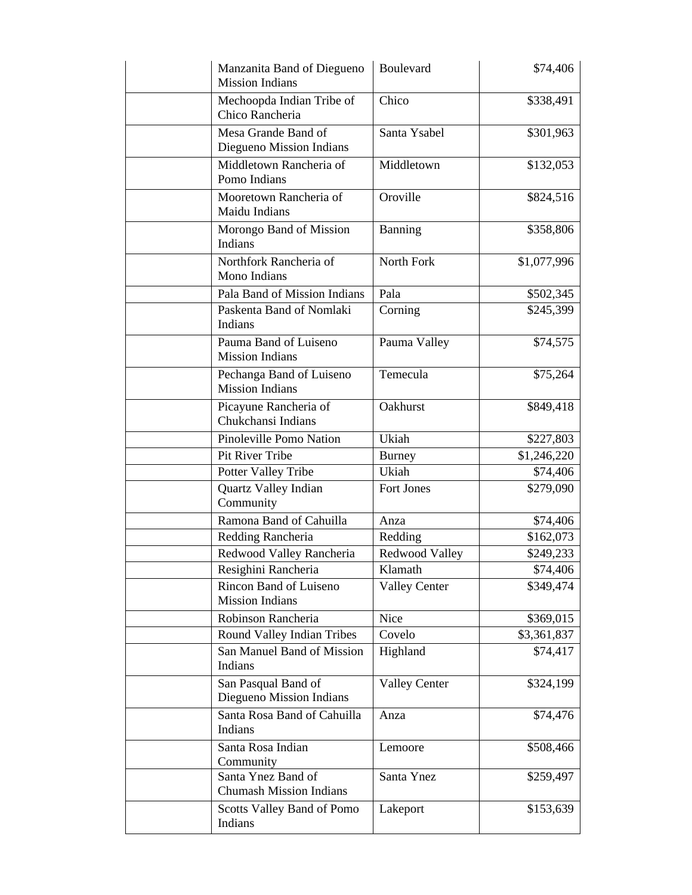| | | | |
|---|---|---|---|
| | Manzanita Band of Diegueno Mission Indians | Boulevard | $74,406 |
| | Mechoopda Indian Tribe of Chico Rancheria | Chico | $338,491 |
| | Mesa Grande Band of Diegueno Mission Indians | Santa Ysabel | $301,963 |
| | Middletown Rancheria of Pomo Indians | Middletown | $132,053 |
| | Mooretown Rancheria of Maidu Indians | Oroville | $824,516 |
| | Morongo Band of Mission Indians | Banning | $358,806 |
| | Northfork Rancheria of Mono Indians | North Fork | $1,077,996 |
| | Pala Band of Mission Indians | Pala | $502,345 |
| | Paskenta Band of Nomlaki Indians | Corning | $245,399 |
| | Pauma Band of Luiseno Mission Indians | Pauma Valley | $74,575 |
| | Pechanga Band of Luiseno Mission Indians | Temecula | $75,264 |
| | Picayune Rancheria of Chukchansi Indians | Oakhurst | $849,418 |
| | Pinoleville Pomo Nation | Ukiah | $227,803 |
| | Pit River Tribe | Burney | $1,246,220 |
| | Potter Valley Tribe | Ukiah | $74,406 |
| | Quartz Valley Indian Community | Fort Jones | $279,090 |
| | Ramona Band of Cahuilla | Anza | $74,406 |
| | Redding Rancheria | Redding | $162,073 |
| | Redwood Valley Rancheria | Redwood Valley | $249,233 |
| | Resighini Rancheria | Klamath | $74,406 |
| | Rincon Band of Luiseno Mission Indians | Valley Center | $349,474 |
| | Robinson Rancheria | Nice | $369,015 |
| | Round Valley Indian Tribes | Covelo | $3,361,837 |
| | San Manuel Band of Mission Indians | Highland | $74,417 |
| | San Pasqual Band of Diegueno Mission Indians | Valley Center | $324,199 |
| | Santa Rosa Band of Cahuilla Indians | Anza | $74,476 |
| | Santa Rosa Indian Community | Lemoore | $508,466 |
| | Santa Ynez Band of Chumash Mission Indians | Santa Ynez | $259,497 |
| | Scotts Valley Band of Pomo Indians | Lakeport | $153,639 |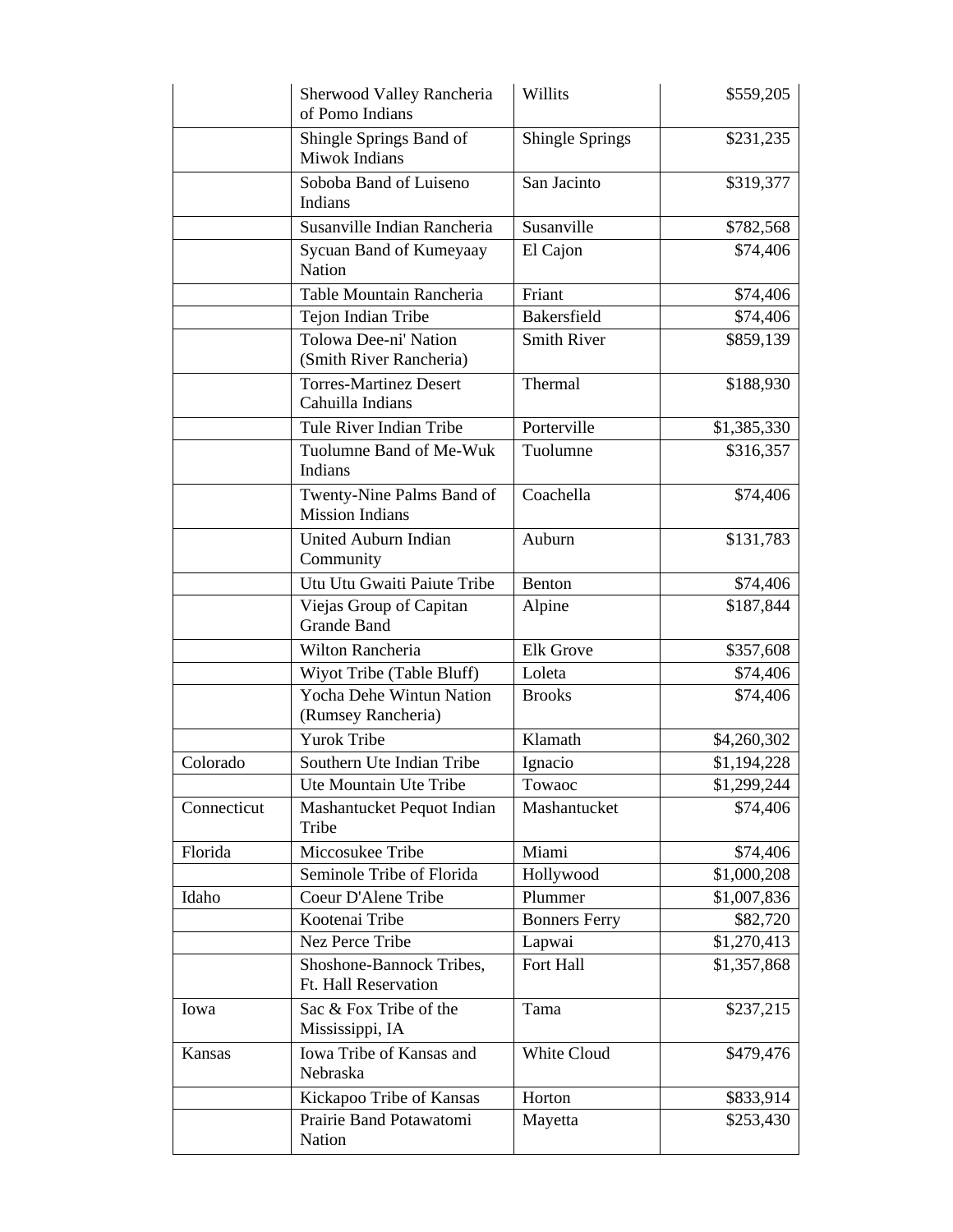| | | | |
|---|---|---|---|
| | Sherwood Valley Rancheria of Pomo Indians | Willits | $559,205 |
| | Shingle Springs Band of Miwok Indians | Shingle Springs | $231,235 |
| | Soboba Band of Luiseno Indians | San Jacinto | $319,377 |
| | Susanville Indian Rancheria | Susanville | $782,568 |
| | Sycuan Band of Kumeyaay Nation | El Cajon | $74,406 |
| | Table Mountain Rancheria | Friant | $74,406 |
| | Tejon Indian Tribe | Bakersfield | $74,406 |
| | Tolowa Dee-ni' Nation (Smith River Rancheria) | Smith River | $859,139 |
| | Torres-Martinez Desert Cahuilla Indians | Thermal | $188,930 |
| | Tule River Indian Tribe | Porterville | $1,385,330 |
| | Tuolumne Band of Me-Wuk Indians | Tuolumne | $316,357 |
| | Twenty-Nine Palms Band of Mission Indians | Coachella | $74,406 |
| | United Auburn Indian Community | Auburn | $131,783 |
| | Utu Utu Gwaiti Paiute Tribe | Benton | $74,406 |
| | Viejas Group of Capitan Grande Band | Alpine | $187,844 |
| | Wilton Rancheria | Elk Grove | $357,608 |
| | Wiyot Tribe (Table Bluff) | Loleta | $74,406 |
| | Yocha Dehe Wintun Nation (Rumsey Rancheria) | Brooks | $74,406 |
| | Yurok Tribe | Klamath | $4,260,302 |
| Colorado | Southern Ute Indian Tribe | Ignacio | $1,194,228 |
| | Ute Mountain Ute Tribe | Towaoc | $1,299,244 |
| Connecticut | Mashantucket Pequot Indian Tribe | Mashantucket | $74,406 |
| Florida | Miccosukee Tribe | Miami | $74,406 |
| | Seminole Tribe of Florida | Hollywood | $1,000,208 |
| Idaho | Coeur D'Alene Tribe | Plummer | $1,007,836 |
| | Kootenai Tribe | Bonners Ferry | $82,720 |
| | Nez Perce Tribe | Lapwai | $1,270,413 |
| | Shoshone-Bannock Tribes, Ft. Hall Reservation | Fort Hall | $1,357,868 |
| Iowa | Sac & Fox Tribe of the Mississippi, IA | Tama | $237,215 |
| Kansas | Iowa Tribe of Kansas and Nebraska | White Cloud | $479,476 |
| | Kickapoo Tribe of Kansas | Horton | $833,914 |
| | Prairie Band Potawatomi Nation | Mayetta | $253,430 |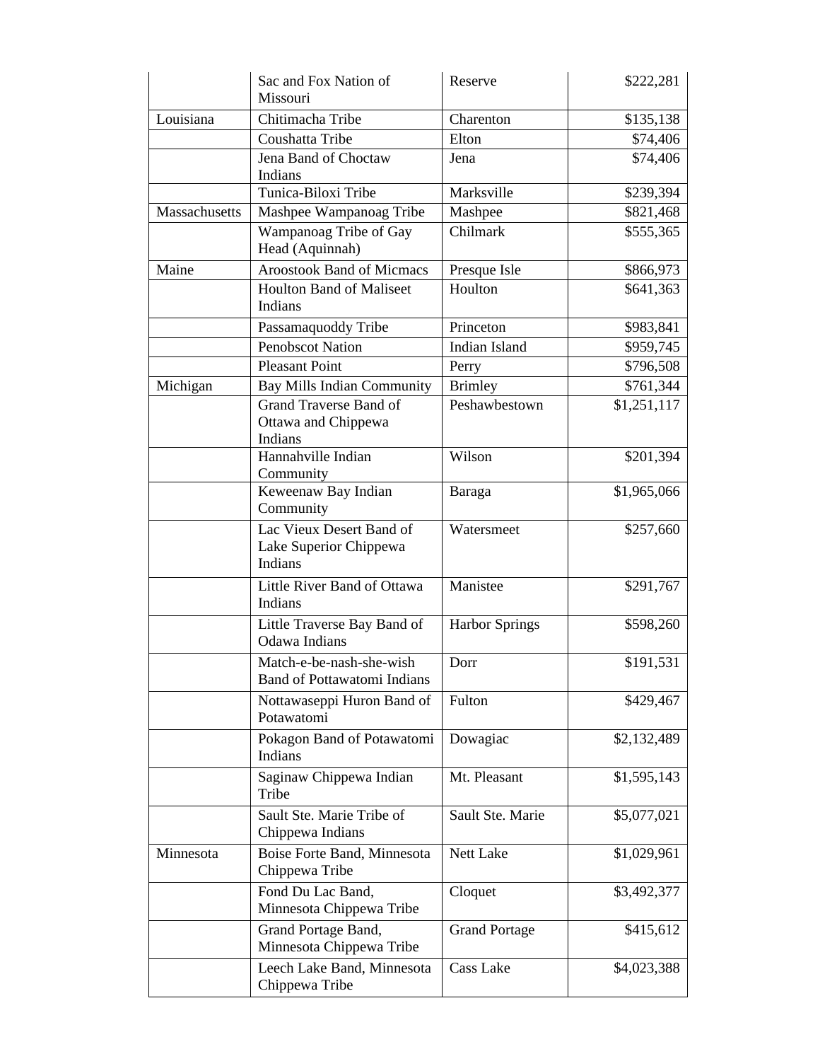| | | | |
|---|---|---|---|
| | Sac and Fox Nation of Missouri | Reserve | $222,281 |
| Louisiana | Chitimacha Tribe | Charenton | $135,138 |
| | Coushatta Tribe | Elton | $74,406 |
| | Jena Band of Choctaw Indians | Jena | $74,406 |
| | Tunica-Biloxi Tribe | Marksville | $239,394 |
| Massachusetts | Mashpee Wampanoag Tribe | Mashpee | $821,468 |
| | Wampanoag Tribe of Gay Head (Aquinnah) | Chilmark | $555,365 |
| Maine | Aroostook Band of Micmacs | Presque Isle | $866,973 |
| | Houlton Band of Maliseet Indians | Houlton | $641,363 |
| | Passamaquoddy Tribe | Princeton | $983,841 |
| | Penobscot Nation | Indian Island | $959,745 |
| | Pleasant Point | Perry | $796,508 |
| Michigan | Bay Mills Indian Community | Brimley | $761,344 |
| | Grand Traverse Band of Ottawa and Chippewa Indians | Peshawbestown | $1,251,117 |
| | Hannahville Indian Community | Wilson | $201,394 |
| | Keweenaw Bay Indian Community | Baraga | $1,965,066 |
| | Lac Vieux Desert Band of Lake Superior Chippewa Indians | Watersmeet | $257,660 |
| | Little River Band of Ottawa Indians | Manistee | $291,767 |
| | Little Traverse Bay Band of Odawa Indians | Harbor Springs | $598,260 |
| | Match-e-be-nash-she-wish Band of Pottawatomi Indians | Dorr | $191,531 |
| | Nottawaseppi Huron Band of Potawatomi | Fulton | $429,467 |
| | Pokagon Band of Potawatomi Indians | Dowagiac | $2,132,489 |
| | Saginaw Chippewa Indian Tribe | Mt. Pleasant | $1,595,143 |
| | Sault Ste. Marie Tribe of Chippewa Indians | Sault Ste. Marie | $5,077,021 |
| Minnesota | Boise Forte Band, Minnesota Chippewa Tribe | Nett Lake | $1,029,961 |
| | Fond Du Lac Band, Minnesota Chippewa Tribe | Cloquet | $3,492,377 |
| | Grand Portage Band, Minnesota Chippewa Tribe | Grand Portage | $415,612 |
| | Leech Lake Band, Minnesota Chippewa Tribe | Cass Lake | $4,023,388 |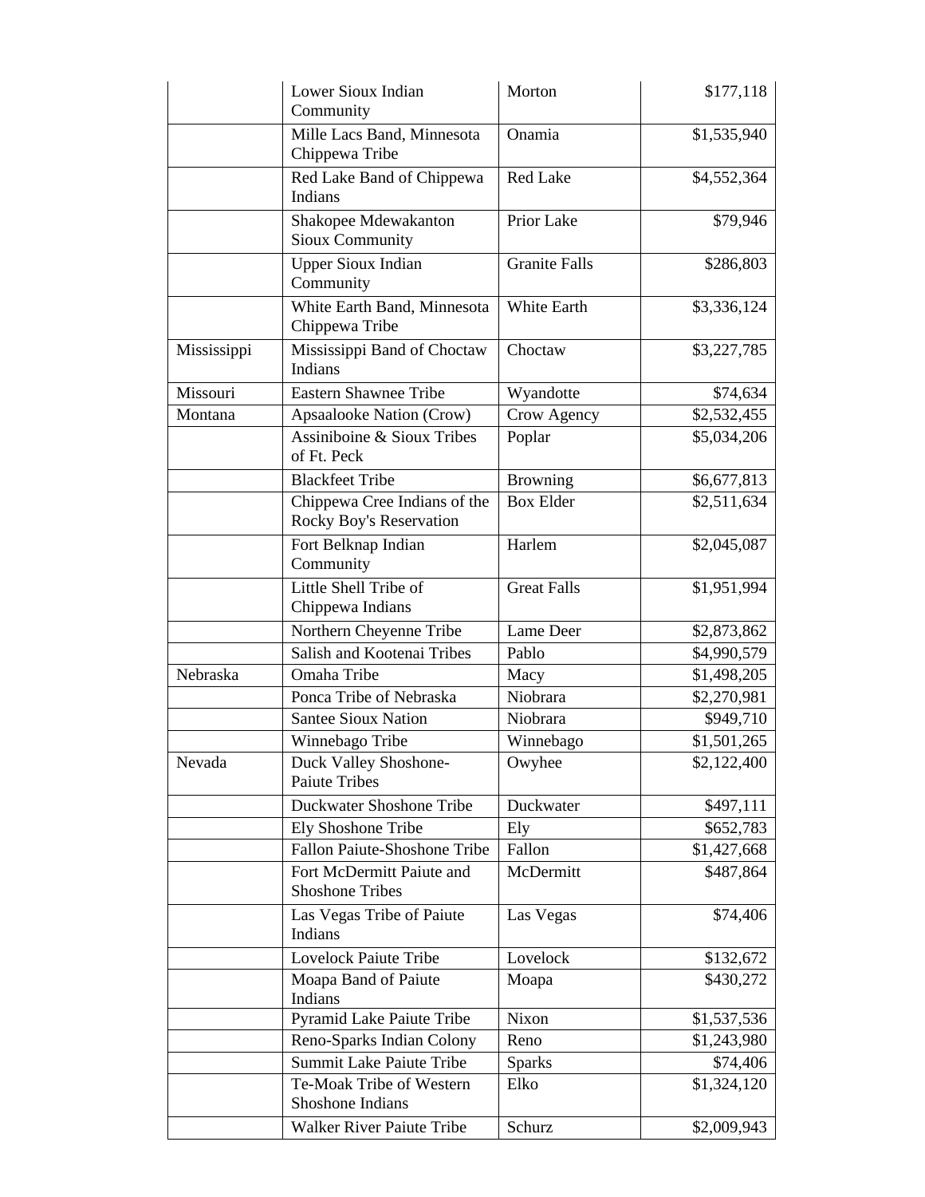| | | | |
|---|---|---|---|
| | Lower Sioux Indian Community | Morton | $177,118 |
| | Mille Lacs Band, Minnesota Chippewa Tribe | Onamia | $1,535,940 |
| | Red Lake Band of Chippewa Indians | Red Lake | $4,552,364 |
| | Shakopee Mdewakanton Sioux Community | Prior Lake | $79,946 |
| | Upper Sioux Indian Community | Granite Falls | $286,803 |
| | White Earth Band, Minnesota Chippewa Tribe | White Earth | $3,336,124 |
| Mississippi | Mississippi Band of Choctaw Indians | Choctaw | $3,227,785 |
| Missouri | Eastern Shawnee Tribe | Wyandotte | $74,634 |
| Montana | Apsaalooke Nation (Crow) | Crow Agency | $2,532,455 |
| | Assiniboine & Sioux Tribes of Ft. Peck | Poplar | $5,034,206 |
| | Blackfeet Tribe | Browning | $6,677,813 |
| | Chippewa Cree Indians of the Rocky Boy's Reservation | Box Elder | $2,511,634 |
| | Fort Belknap Indian Community | Harlem | $2,045,087 |
| | Little Shell Tribe of Chippewa Indians | Great Falls | $1,951,994 |
| | Northern Cheyenne Tribe | Lame Deer | $2,873,862 |
| | Salish and Kootenai Tribes | Pablo | $4,990,579 |
| Nebraska | Omaha Tribe | Macy | $1,498,205 |
| | Ponca Tribe of Nebraska | Niobrara | $2,270,981 |
| | Santee Sioux Nation | Niobrara | $949,710 |
| | Winnebago Tribe | Winnebago | $1,501,265 |
| Nevada | Duck Valley Shoshone-Paiute Tribes | Owyhee | $2,122,400 |
| | Duckwater Shoshone Tribe | Duckwater | $497,111 |
| | Ely Shoshone Tribe | Ely | $652,783 |
| | Fallon Paiute-Shoshone Tribe | Fallon | $1,427,668 |
| | Fort McDermitt Paiute and Shoshone Tribes | McDermitt | $487,864 |
| | Las Vegas Tribe of Paiute Indians | Las Vegas | $74,406 |
| | Lovelock Paiute Tribe | Lovelock | $132,672 |
| | Moapa Band of Paiute Indians | Moapa | $430,272 |
| | Pyramid Lake Paiute Tribe | Nixon | $1,537,536 |
| | Reno-Sparks Indian Colony | Reno | $1,243,980 |
| | Summit Lake Paiute Tribe | Sparks | $74,406 |
| | Te-Moak Tribe of Western Shoshone Indians | Elko | $1,324,120 |
| | Walker River Paiute Tribe | Schurz | $2,009,943 |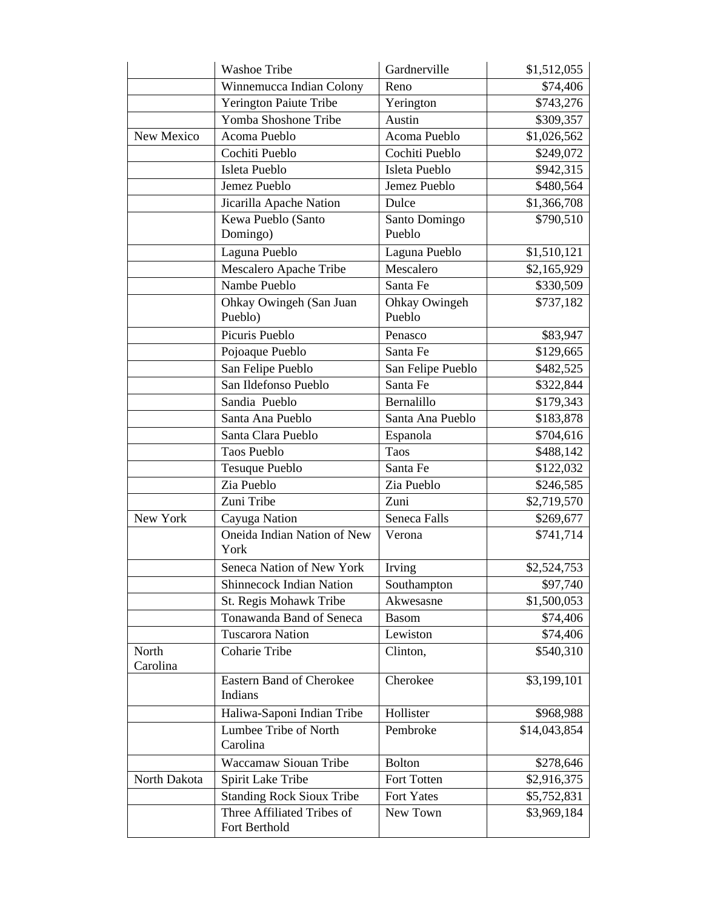| | | | |
|---|---|---|---|
| | Washoe Tribe | Gardnerville | $1,512,055 |
| | Winnemucca Indian Colony | Reno | $74,406 |
| | Yerington Paiute Tribe | Yerington | $743,276 |
| | Yomba Shoshone Tribe | Austin | $309,357 |
| New Mexico | Acoma Pueblo | Acoma Pueblo | $1,026,562 |
| | Cochiti Pueblo | Cochiti Pueblo | $249,072 |
| | Isleta Pueblo | Isleta Pueblo | $942,315 |
| | Jemez Pueblo | Jemez Pueblo | $480,564 |
| | Jicarilla Apache Nation | Dulce | $1,366,708 |
| | Kewa Pueblo (Santo Domingo) | Santo Domingo Pueblo | $790,510 |
| | Laguna Pueblo | Laguna Pueblo | $1,510,121 |
| | Mescalero Apache Tribe | Mescalero | $2,165,929 |
| | Nambe Pueblo | Santa Fe | $330,509 |
| | Ohkay Owingeh (San Juan Pueblo) | Ohkay Owingeh Pueblo | $737,182 |
| | Picuris Pueblo | Penasco | $83,947 |
| | Pojoaque Pueblo | Santa Fe | $129,665 |
| | San Felipe Pueblo | San Felipe Pueblo | $482,525 |
| | San Ildefonso Pueblo | Santa Fe | $322,844 |
| | Sandia Pueblo | Bernalillo | $179,343 |
| | Santa Ana Pueblo | Santa Ana Pueblo | $183,878 |
| | Santa Clara Pueblo | Espanola | $704,616 |
| | Taos Pueblo | Taos | $488,142 |
| | Tesuque Pueblo | Santa Fe | $122,032 |
| | Zia Pueblo | Zia Pueblo | $246,585 |
| | Zuni Tribe | Zuni | $2,719,570 |
| New York | Cayuga Nation | Seneca Falls | $269,677 |
| | Oneida Indian Nation of New York | Verona | $741,714 |
| | Seneca Nation of New York | Irving | $2,524,753 |
| | Shinnecock Indian Nation | Southampton | $97,740 |
| | St. Regis Mohawk Tribe | Akwesasne | $1,500,053 |
| | Tonawanda Band of Seneca | Basom | $74,406 |
| | Tuscarora Nation | Lewiston | $74,406 |
| North Carolina | Coharie Tribe | Clinton, | $540,310 |
| | Eastern Band of Cherokee Indians | Cherokee | $3,199,101 |
| | Haliwa-Saponi Indian Tribe | Hollister | $968,988 |
| | Lumbee Tribe of North Carolina | Pembroke | $14,043,854 |
| | Waccamaw Siouan Tribe | Bolton | $278,646 |
| North Dakota | Spirit Lake Tribe | Fort Totten | $2,916,375 |
| | Standing Rock Sioux Tribe | Fort Yates | $5,752,831 |
| | Three Affiliated Tribes of Fort Berthold | New Town | $3,969,184 |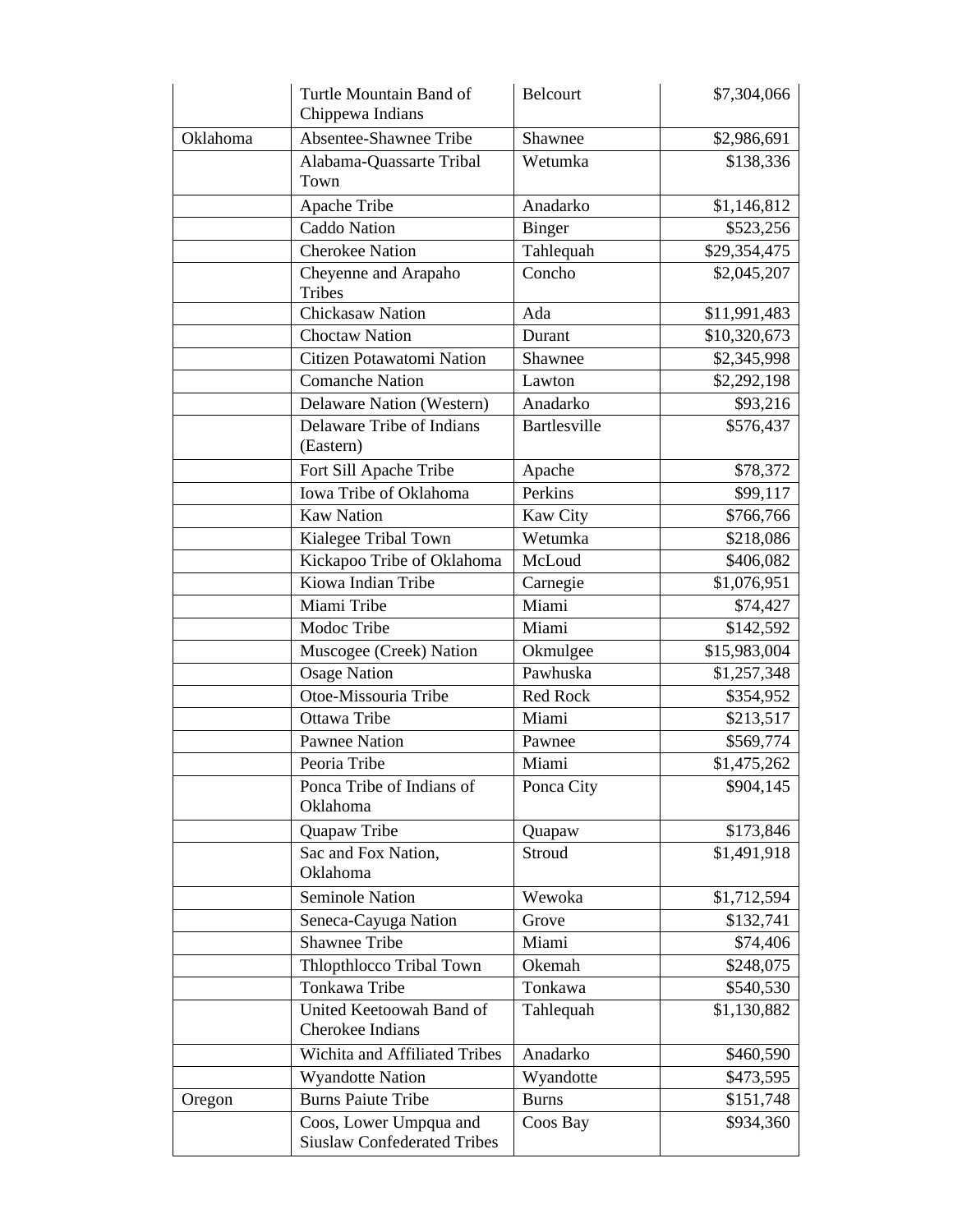| | | | |
|---|---|---|---|
| | Turtle Mountain Band of Chippewa Indians | Belcourt | $7,304,066 |
| Oklahoma | Absentee-Shawnee Tribe | Shawnee | $2,986,691 |
| | Alabama-Quassarte Tribal Town | Wetumka | $138,336 |
| | Apache Tribe | Anadarko | $1,146,812 |
| | Caddo Nation | Binger | $523,256 |
| | Cherokee Nation | Tahlequah | $29,354,475 |
| | Cheyenne and Arapaho Tribes | Concho | $2,045,207 |
| | Chickasaw Nation | Ada | $11,991,483 |
| | Choctaw Nation | Durant | $10,320,673 |
| | Citizen Potawatomi Nation | Shawnee | $2,345,998 |
| | Comanche Nation | Lawton | $2,292,198 |
| | Delaware Nation (Western) | Anadarko | $93,216 |
| | Delaware Tribe of Indians (Eastern) | Bartlesville | $576,437 |
| | Fort Sill Apache Tribe | Apache | $78,372 |
| | Iowa Tribe of Oklahoma | Perkins | $99,117 |
| | Kaw Nation | Kaw City | $766,766 |
| | Kialegee Tribal Town | Wetumka | $218,086 |
| | Kickapoo Tribe of Oklahoma | McLoud | $406,082 |
| | Kiowa Indian Tribe | Carnegie | $1,076,951 |
| | Miami Tribe | Miami | $74,427 |
| | Modoc Tribe | Miami | $142,592 |
| | Muscogee (Creek) Nation | Okmulgee | $15,983,004 |
| | Osage Nation | Pawhuska | $1,257,348 |
| | Otoe-Missouria Tribe | Red Rock | $354,952 |
| | Ottawa Tribe | Miami | $213,517 |
| | Pawnee Nation | Pawnee | $569,774 |
| | Peoria Tribe | Miami | $1,475,262 |
| | Ponca Tribe of Indians of Oklahoma | Ponca City | $904,145 |
| | Quapaw Tribe | Quapaw | $173,846 |
| | Sac and Fox Nation, Oklahoma | Stroud | $1,491,918 |
| | Seminole Nation | Wewoka | $1,712,594 |
| | Seneca-Cayuga Nation | Grove | $132,741 |
| | Shawnee Tribe | Miami | $74,406 |
| | Thlopthlocco Tribal Town | Okemah | $248,075 |
| | Tonkawa Tribe | Tonkawa | $540,530 |
| | United Keetoowah Band of Cherokee Indians | Tahlequah | $1,130,882 |
| | Wichita and Affiliated Tribes | Anadarko | $460,590 |
| | Wyandotte Nation | Wyandotte | $473,595 |
| Oregon | Burns Paiute Tribe | Burns | $151,748 |
| | Coos, Lower Umpqua and Siuslaw Confederated Tribes | Coos Bay | $934,360 |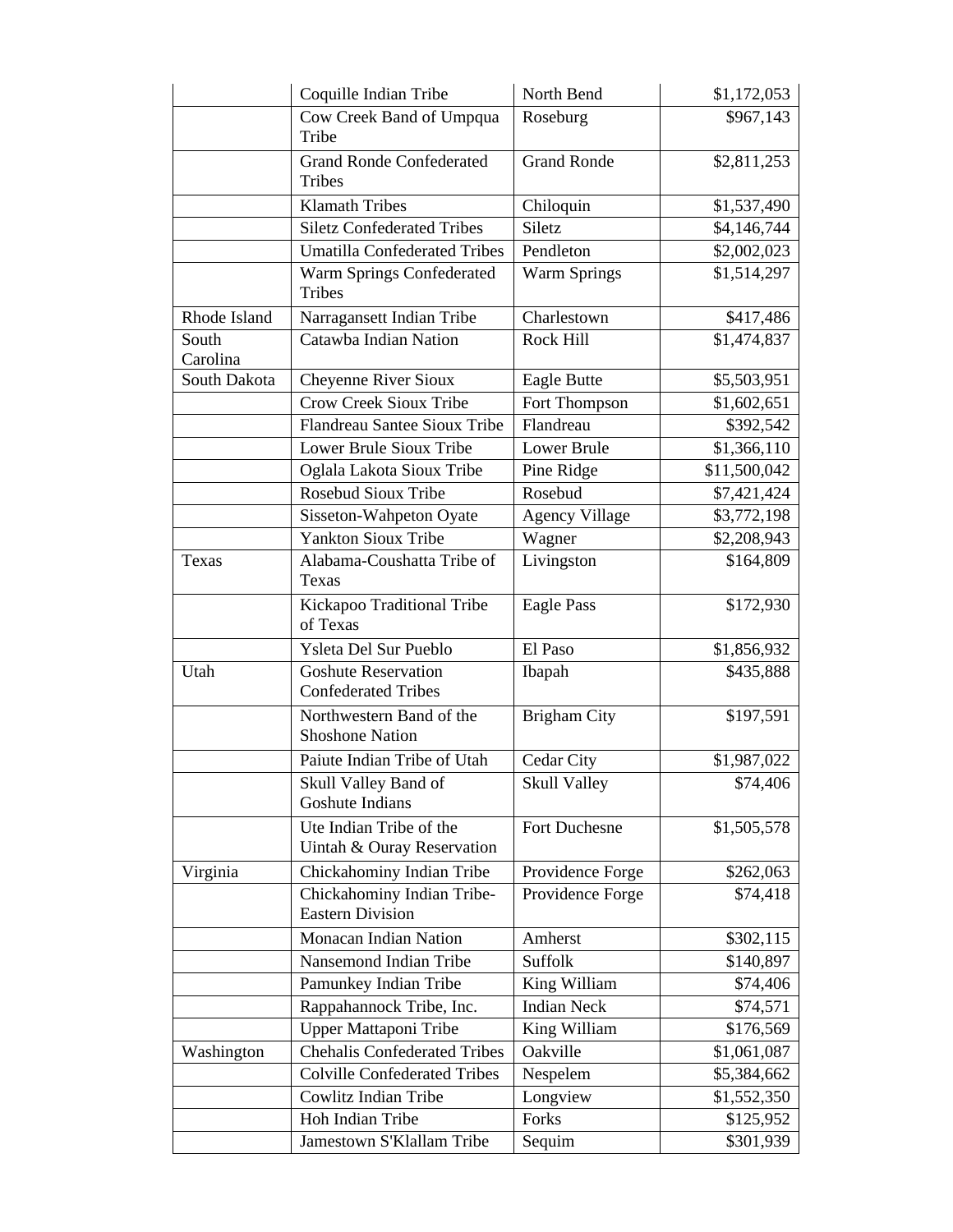| | | | |
|---|---|---|---|
| | Coquille Indian Tribe | North Bend | $1,172,053 |
| | Cow Creek Band of Umpqua Tribe | Roseburg | $967,143 |
| | Grand Ronde Confederated Tribes | Grand Ronde | $2,811,253 |
| | Klamath Tribes | Chiloquin | $1,537,490 |
| | Siletz Confederated Tribes | Siletz | $4,146,744 |
| | Umatilla Confederated Tribes | Pendleton | $2,002,023 |
| | Warm Springs Confederated Tribes | Warm Springs | $1,514,297 |
| Rhode Island | Narragansett Indian Tribe | Charlestown | $417,486 |
| South Carolina | Catawba Indian Nation | Rock Hill | $1,474,837 |
| South Dakota | Cheyenne River Sioux | Eagle Butte | $5,503,951 |
| | Crow Creek Sioux Tribe | Fort Thompson | $1,602,651 |
| | Flandreau Santee Sioux Tribe | Flandreau | $392,542 |
| | Lower Brule Sioux Tribe | Lower Brule | $1,366,110 |
| | Oglala Lakota Sioux Tribe | Pine Ridge | $11,500,042 |
| | Rosebud Sioux Tribe | Rosebud | $7,421,424 |
| | Sisseton-Wahpeton Oyate | Agency Village | $3,772,198 |
| | Yankton Sioux Tribe | Wagner | $2,208,943 |
| Texas | Alabama-Coushatta Tribe of Texas | Livingston | $164,809 |
| | Kickapoo Traditional Tribe of Texas | Eagle Pass | $172,930 |
| | Ysleta Del Sur Pueblo | El Paso | $1,856,932 |
| Utah | Goshute Reservation Confederated Tribes | Ibapah | $435,888 |
| | Northwestern Band of the Shoshone Nation | Brigham City | $197,591 |
| | Paiute Indian Tribe of Utah | Cedar City | $1,987,022 |
| | Skull Valley Band of Goshute Indians | Skull Valley | $74,406 |
| | Ute Indian Tribe of the Uintah & Ouray Reservation | Fort Duchesne | $1,505,578 |
| Virginia | Chickahominy Indian Tribe | Providence Forge | $262,063 |
| | Chickahominy Indian Tribe-Eastern Division | Providence Forge | $74,418 |
| | Monacan Indian Nation | Amherst | $302,115 |
| | Nansemond Indian Tribe | Suffolk | $140,897 |
| | Pamunkey Indian Tribe | King William | $74,406 |
| | Rappahannock Tribe, Inc. | Indian Neck | $74,571 |
| | Upper Mattaponi Tribe | King William | $176,569 |
| Washington | Chehalis Confederated Tribes | Oakville | $1,061,087 |
| | Colville Confederated Tribes | Nespelem | $5,384,662 |
| | Cowlitz Indian Tribe | Longview | $1,552,350 |
| | Hoh Indian Tribe | Forks | $125,952 |
| | Jamestown S'Klallam Tribe | Sequim | $301,939 |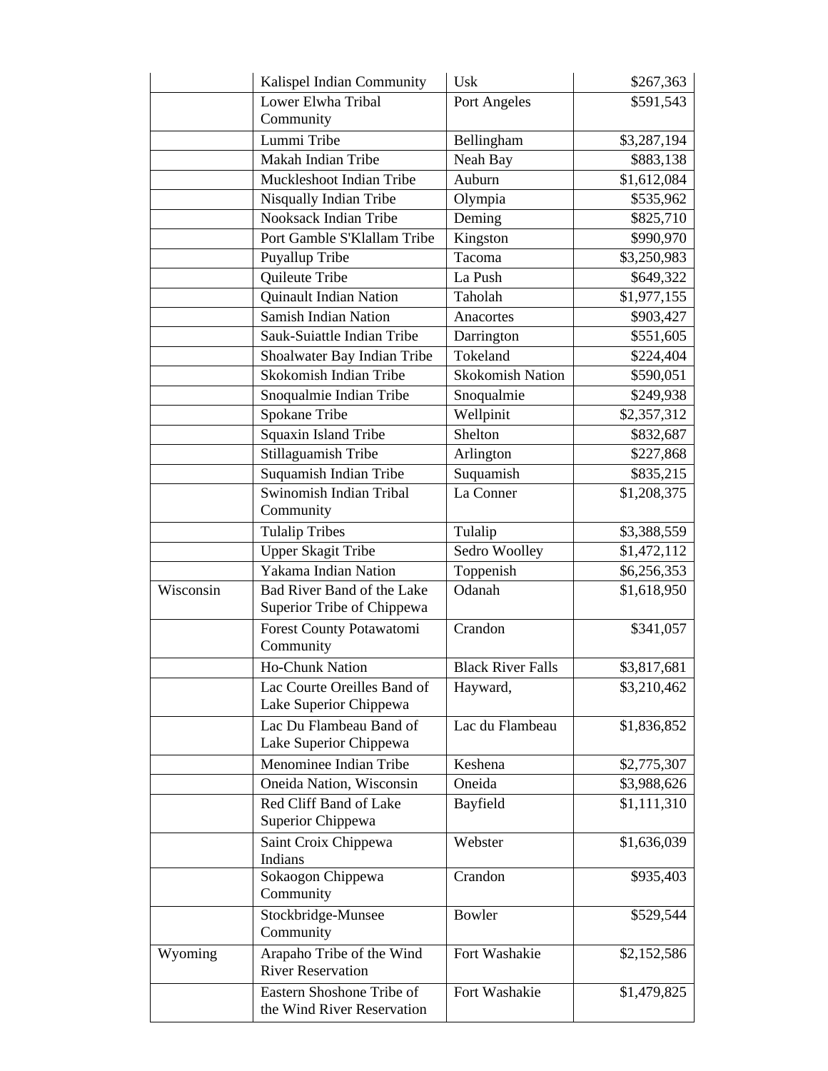| | | | |
|---|---|---|---|
| | Kalispel Indian Community | Usk | $267,363 |
| | Lower Elwha Tribal Community | Port Angeles | $591,543 |
| | Lummi Tribe | Bellingham | $3,287,194 |
| | Makah Indian Tribe | Neah Bay | $883,138 |
| | Muckleshoot Indian Tribe | Auburn | $1,612,084 |
| | Nisqually Indian Tribe | Olympia | $535,962 |
| | Nooksack Indian Tribe | Deming | $825,710 |
| | Port Gamble S'Klallam Tribe | Kingston | $990,970 |
| | Puyallup Tribe | Tacoma | $3,250,983 |
| | Quileute Tribe | La Push | $649,322 |
| | Quinault Indian Nation | Taholah | $1,977,155 |
| | Samish Indian Nation | Anacortes | $903,427 |
| | Sauk-Suiattle Indian Tribe | Darrington | $551,605 |
| | Shoalwater Bay Indian Tribe | Tokeland | $224,404 |
| | Skokomish Indian Tribe | Skokomish Nation | $590,051 |
| | Snoqualmie Indian Tribe | Snoqualmie | $249,938 |
| | Spokane Tribe | Wellpinit | $2,357,312 |
| | Squaxin Island Tribe | Shelton | $832,687 |
| | Stillaguamish Tribe | Arlington | $227,868 |
| | Suquamish Indian Tribe | Suquamish | $835,215 |
| | Swinomish Indian Tribal Community | La Conner | $1,208,375 |
| | Tulalip Tribes | Tulalip | $3,388,559 |
| | Upper Skagit Tribe | Sedro Woolley | $1,472,112 |
| | Yakama Indian Nation | Toppenish | $6,256,353 |
| Wisconsin | Bad River Band of the Lake Superior Tribe of Chippewa | Odanah | $1,618,950 |
| | Forest County Potawatomi Community | Crandon | $341,057 |
| | Ho-Chunk Nation | Black River Falls | $3,817,681 |
| | Lac Courte Oreilles Band of Lake Superior Chippewa | Hayward, | $3,210,462 |
| | Lac Du Flambeau Band of Lake Superior Chippewa | Lac du Flambeau | $1,836,852 |
| | Menominee Indian Tribe | Keshena | $2,775,307 |
| | Oneida Nation, Wisconsin | Oneida | $3,988,626 |
| | Red Cliff Band of Lake Superior Chippewa | Bayfield | $1,111,310 |
| | Saint Croix Chippewa Indians | Webster | $1,636,039 |
| | Sokaogon Chippewa Community | Crandon | $935,403 |
| | Stockbridge-Munsee Community | Bowler | $529,544 |
| Wyoming | Arapaho Tribe of the Wind River Reservation | Fort Washakie | $2,152,586 |
| | Eastern Shoshone Tribe of the Wind River Reservation | Fort Washakie | $1,479,825 |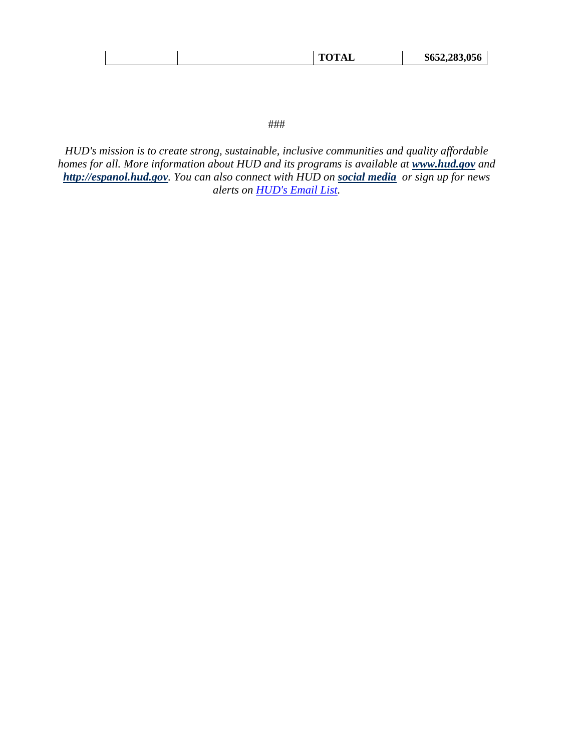| | | | |
|---|---|---|---|
| | | **TOTAL** | **$652,283,056** |

###

*HUD's mission is to create strong, sustainable, inclusive communities and quality affordable homes for all. More information about HUD and its programs is available at* ***www.hud.gov*** *and* ***http://espanol.hud.gov****. You can also connect with HUD on* ***social media*** *or sign up for news alerts on HUD's Email List.*